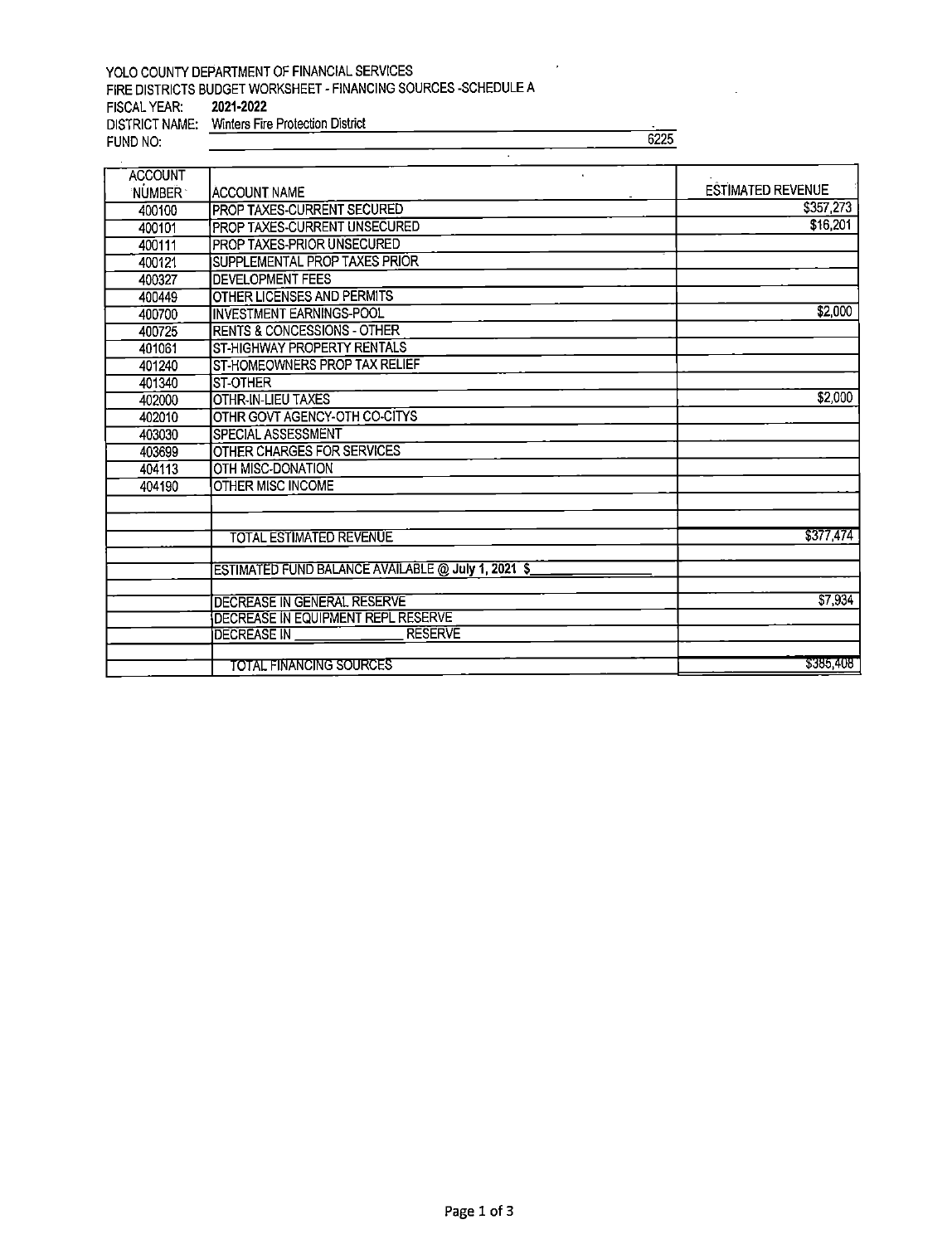YOLO COUNTY DEPARTMENT OF FINANCIAL SERVICES
FIRE DISTRICTS BUDGET WORKSHEET - FINANCING SOURCES -SCHEDULE A
FISCAL YEAR: **2021-2022**
DISTRICT NAME: Winters Fire Protection District
FUND NO: 6225

| ACCOUNT NUMBER | ACCOUNT NAME | ESTIMATED REVENUE |
|---|---|---|
| 400100 | PROP TAXES-CURRENT SECURED | $357,273 |
| 400101 | PROP TAXES-CURRENT UNSECURED | $16,201 |
| 400111 | PROP TAXES-PRIOR UNSECURED | |
| 400121 | SUPPLEMENTAL PROP TAXES PRIOR | |
| 400327 | DEVELOPMENT FEES | |
| 400449 | OTHER LICENSES AND PERMITS | |
| 400700 | INVESTMENT EARNINGS-POOL | $2,000 |
| 400725 | RENTS & CONCESSIONS - OTHER | |
| 401061 | ST-HIGHWAY PROPERTY RENTALS | |
| 401240 | ST-HOMEOWNERS PROP TAX RELIEF | |
| 401340 | ST-OTHER | |
| 402000 | OTHR-IN-LIEU TAXES | $2,000 |
| 402010 | OTHR GOVT AGENCY-OTH CO-CITYS | |
| 403030 | SPECIAL ASSESSMENT | |
| 403699 | OTHER CHARGES FOR SERVICES | |
| 404113 | OTH MISC-DONATION | |
| 404190 | OTHER MISC INCOME | |
| | | |
| | | |
| | TOTAL ESTIMATED REVENUE | $377,474 |
| | | |
| | ESTIMATED FUND BALANCE AVAILABLE @ July 1, 2021 $______ | |
| | | |
| | DECREASE IN GENERAL RESERVE | $7,934 |
| | DECREASE IN EQUIPMENT REPL RESERVE | |
| | DECREASE IN ______ RESERVE | |
| | | |
| | TOTAL FINANCING SOURCES | $385,408 |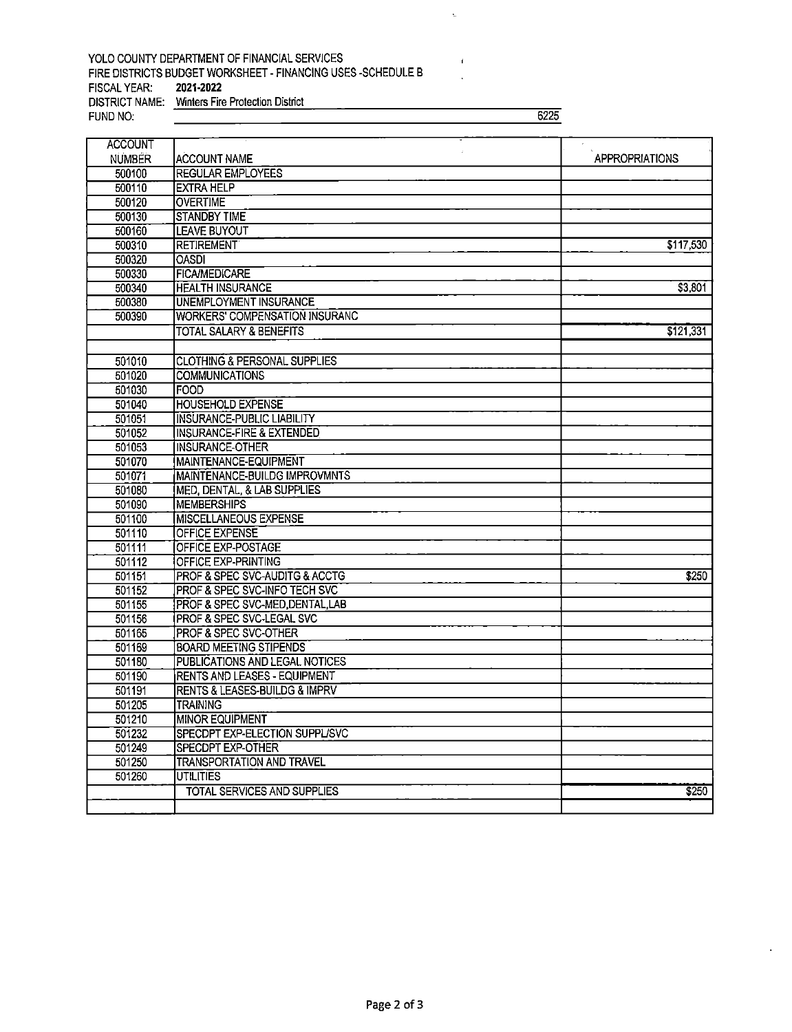YOLO COUNTY DEPARTMENT OF FINANCIAL SERVICES
FIRE DISTRICTS BUDGET WORKSHEET - FINANCING USES -SCHEDULE B
FISCAL YEAR: **2021-2022**
DISTRICT NAME: Winters Fire Protection District
FUND NO: 6225

| ACCOUNT NUMBER | ACCOUNT NAME | APPROPRIATIONS |
|---|---|---|
| 500100 | REGULAR EMPLOYEES | |
| 500110 | EXTRA HELP | |
| 500120 | OVERTIME | |
| 500130 | STANDBY TIME | |
| 500160 | LEAVE BUYOUT | |
| 500310 | RETIREMENT | $117,530 |
| 500320 | OASDI | |
| 500330 | FICA/MEDICARE | |
| 500340 | HEALTH INSURANCE | $3,801 |
| 500380 | UNEMPLOYMENT INSURANCE | |
| 500390 | WORKERS' COMPENSATION INSURANC | |
| | TOTAL SALARY & BENEFITS | $121,331 |
| | | |
| 501010 | CLOTHING & PERSONAL SUPPLIES | |
| 501020 | COMMUNICATIONS | |
| 501030 | FOOD | |
| 501040 | HOUSEHOLD EXPENSE | |
| 501051 | INSURANCE-PUBLIC LIABILITY | |
| 501052 | INSURANCE-FIRE & EXTENDED | |
| 501053 | INSURANCE-OTHER | |
| 501070 | MAINTENANCE-EQUIPMENT | |
| 501071 | MAINTENANCE-BUILDG IMPROVMNTS | |
| 501080 | MED, DENTAL, & LAB SUPPLIES | |
| 501090 | MEMBERSHIPS | |
| 501100 | MISCELLANEOUS EXPENSE | |
| 501110 | OFFICE EXPENSE | |
| 501111 | OFFICE EXP-POSTAGE | |
| 501112 | OFFICE EXP-PRINTING | |
| 501151 | PROF & SPEC SVC-AUDITG & ACCTG | $250 |
| 501152 | PROF & SPEC SVC-INFO TECH SVC | |
| 501155 | PROF & SPEC SVC-MED,DENTAL,LAB | |
| 501156 | PROF & SPEC SVC-LEGAL SVC | |
| 501165 | PROF & SPEC SVC-OTHER | |
| 501169 | BOARD MEETING STIPENDS | |
| 501180 | PUBLICATIONS AND LEGAL NOTICES | |
| 501190 | RENTS AND LEASES - EQUIPMENT | |
| 501191 | RENTS & LEASES-BUILDG & IMPRV | |
| 501205 | TRAINING | |
| 501210 | MINOR EQUIPMENT | |
| 501232 | SPECDPT EXP-ELECTION SUPPL/SVC | |
| 501249 | SPECDPT EXP-OTHER | |
| 501250 | TRANSPORTATION AND TRAVEL | |
| 501260 | UTILITIES | |
| | TOTAL SERVICES AND SUPPLIES | $250 |
| | | |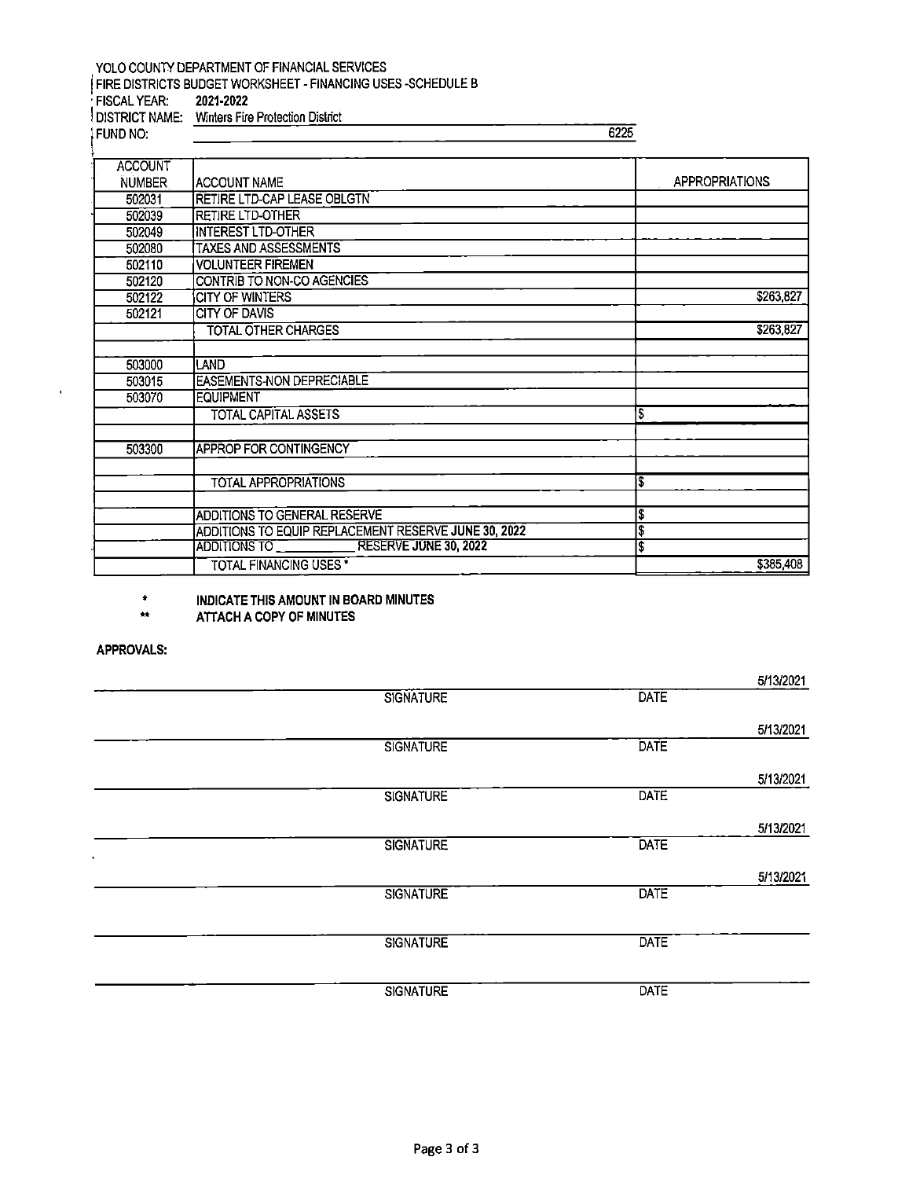YOLO COUNTY DEPARTMENT OF FINANCIAL SERVICES
FIRE DISTRICTS BUDGET WORKSHEET - FINANCING USES -SCHEDULE B
FISCAL YEAR: **2021-2022**
DISTRICT NAME: Winters Fire Protection District
FUND NO: 6225

| ACCOUNT NUMBER | ACCOUNT NAME | APPROPRIATIONS |
|---|---|---|
| 502031 | RETIRE LTD-CAP LEASE OBLGTN | |
| 502039 | RETIRE LTD-OTHER | |
| 502049 | INTEREST LTD-OTHER | |
| 502080 | TAXES AND ASSESSMENTS | |
| 502110 | VOLUNTEER FIREMEN | |
| 502120 | CONTRIB TO NON-CO AGENCIES | |
| 502122 | CITY OF WINTERS | $263,827 |
| 502121 | CITY OF DAVIS | |
| | TOTAL OTHER CHARGES | $263,827 |
| | | |
| 503000 | LAND | |
| 503015 | EASEMENTS-NON DEPRECIABLE | |
| 503070 | EQUIPMENT | |
| | TOTAL CAPITAL ASSETS | $ |
| | | |
| 503300 | APPROP FOR CONTINGENCY | |
| | | |
| | TOTAL APPROPRIATIONS | $ |
| | | |
| | ADDITIONS TO GENERAL RESERVE | $ |
| | ADDITIONS TO EQUIP REPLACEMENT RESERVE **JUNE 30, 2022** | $ |
| | ADDITIONS TO ________ RESERVE **JUNE 30, 2022** | $ |
| | TOTAL FINANCING USES * | $385,408 |

\* **INDICATE THIS AMOUNT IN BOARD MINUTES**

\** **ATTACH A COPY OF MINUTES**

**APPROVALS:**

| SIGNATURE | DATE |
|---|---|
| | 5/13/2021 |
| | 5/13/2021 |
| | 5/13/2021 |
| | 5/13/2021 |
| | 5/13/2021 |
| | |
| | |